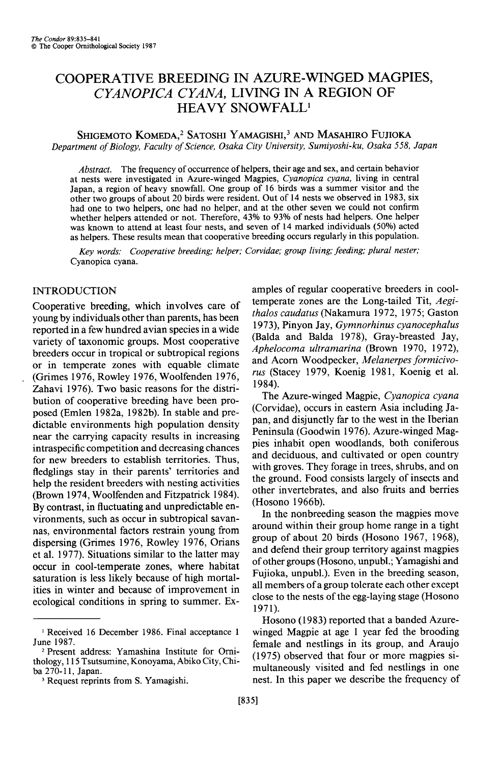# COOPERATIVE BREEDING IN AZURE-WINGED MAGPIES, *CYANOPICA CYANA*, LIVING IN A REGION OF HEAVY SNOWFALL[1]

SHIGEMOTO KOMEDA,[2] SATOSHI YAMAGISHI,[3] AND MASAHIRO FUJIOKA

*Department of Biology, Faculty of Science, Osaka City University, Sumiyoshi-ku, Osaka 558, Japan*

*Abstract.* The frequency of occurrence of helpers, their age and sex, and certain behavior at nests were investigated in Azure-winged Magpies, *Cyanopica cyana*, living in central Japan, a region of heavy snowfall. One group of 16 birds was a summer visitor and the other two groups of about 20 birds were resident. Out of 14 nests we observed in 1983, six had one to two helpers, one had no helper, and at the other seven we could not confirm whether helpers attended or not. Therefore, 43% to 93% of nests had helpers. One helper was known to attend at least four nests, and seven of 14 marked individuals (50%) acted as helpers. These results mean that cooperative breeding occurs regularly in this population.

*Key words:* Cooperative breeding; helper; Corvidae; group living; feeding; plural nester; Cyanopica cyana.

## INTRODUCTION

Cooperative breeding, which involves care of young by individuals other than parents, has been reported in a few hundred avian species in a wide variety of taxonomic groups. Most cooperative breeders occur in tropical or subtropical regions or in temperate zones with equable climate (Grimes 1976, Rowley 1976, Woolfenden 1976, Zahavi 1976). Two basic reasons for the distribution of cooperative breeding have been proposed (Emlen 1982a, 1982b). In stable and predictable environments high population density near the carrying capacity results in increasing intraspecific competition and decreasing chances for new breeders to establish territories. Thus, fledglings stay in their parents' territories and help the resident breeders with nesting activities (Brown 1974, Woolfenden and Fitzpatrick 1984). By contrast, in fluctuating and unpredictable environments, such as occur in subtropical savannas, environmental factors restrain young from dispersing (Grimes 1976, Rowley 1976, Orians et al. 1977). Situations similar to the latter may occur in cool-temperate zones, where habitat saturation is less likely because of high mortalities in winter and because of improvement in ecological conditions in spring to summer. Examples of regular cooperative breeders in cool-temperate zones are the Long-tailed Tit, *Aegithalos caudatus* (Nakamura 1972, 1975; Gaston 1973), Pinyon Jay, *Gymnorhinus cyanocephalus* (Balda and Balda 1978), Gray-breasted Jay, *Aphelocoma ultramarina* (Brown 1970, 1972), and Acorn Woodpecker, *Melanerpes formicivorus* (Stacey 1979, Koenig 1981, Koenig et al. 1984).

The Azure-winged Magpie, *Cyanopica cyana* (Corvidae), occurs in eastern Asia including Japan, and disjunctly far to the west in the Iberian Peninsula (Goodwin 1976). Azure-winged Magpies inhabit open woodlands, both coniferous and deciduous, and cultivated or open country with groves. They forage in trees, shrubs, and on the ground. Food consists largely of insects and other invertebrates, and also fruits and berries (Hosono 1966b).

In the nonbreeding season the magpies move around within their group home range in a tight group of about 20 birds (Hosono 1967, 1968), and defend their group territory against magpies of other groups (Hosono, unpubl.; Yamagishi and Fujioka, unpubl.). Even in the breeding season, all members of a group tolerate each other except close to the nests of the egg-laying stage (Hosono 1971).

Hosono (1983) reported that a banded Azure-winged Magpie at age 1 year fed the brooding female and nestlings in its group, and Araujo (1975) observed that four or more magpies simultaneously visited and fed nestlings in one nest. In this paper we describe the frequency of

[1] Received 16 December 1986. Final acceptance 1 June 1987.

[2] Present address: Yamashina Institute for Ornithology, 115 Tsutsumine, Konoyama, Abiko City, Chiba 270-11, Japan.

[3] Request reprints from S. Yamagishi.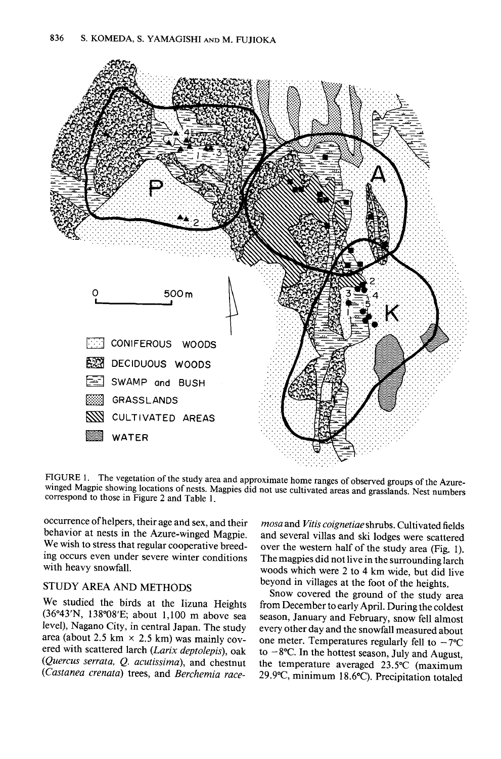0 500m

CONIFEROUS WOODS

DECIDUOUS WOODS

SWAMP and BUSH

GRASSLANDS

CULTIVATED AREAS

WATER

P

A

K

FIGURE 1. The vegetation of the study area and approximate home ranges of observed groups of the Azure-winged Magpie showing locations of nests. Magpies did not use cultivated areas and grasslands. Nest numbers correspond to those in Figure 2 and Table 1.

occurrence of helpers, their age and sex, and their behavior at nests in the Azure-winged Magpie. We wish to stress that regular cooperative breeding occurs even under severe winter conditions with heavy snowfall.

## STUDY AREA AND METHODS

We studied the birds at the Iizuna Heights (36°43'N, 138°08'E; about 1,100 m above sea level), Nagano City, in central Japan. The study area (about 2.5 km × 2.5 km) was mainly covered with scattered larch (*Larix deptolepis*), oak (*Quercus serrata*, *Q. acutissima*), and chestnut (*Castanea crenata*) trees, and *Berchemia racemosa* and *Vitis coignetiae* shrubs. Cultivated fields and several villas and ski lodges were scattered over the western half of the study area (Fig. 1). The magpies did not live in the surrounding larch woods which were 2 to 4 km wide, but did live beyond in villages at the foot of the heights.

Snow covered the ground of the study area from December to early April. During the coldest season, January and February, snow fell almost every other day and the snowfall measured about one meter. Temperatures regularly fell to −7°C to −8°C. In the hottest season, July and August, the temperature averaged 23.5°C (maximum 29.9°C, minimum 18.6°C). Precipitation totaled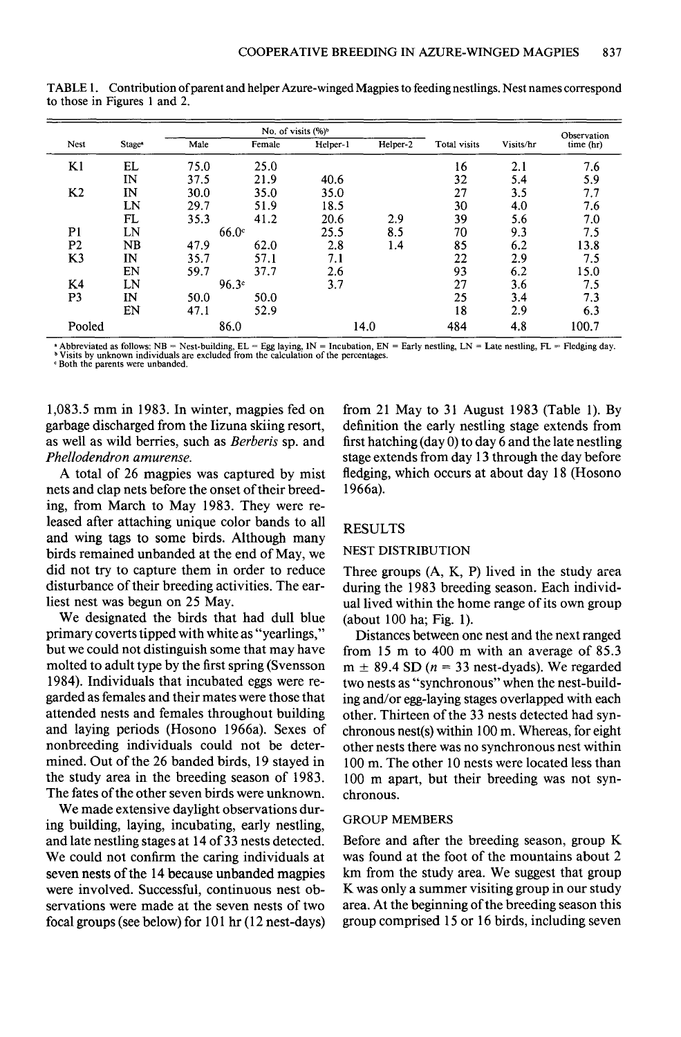TABLE 1. Contribution of parent and helper Azure-winged Magpies to feeding nestlings. Nest names correspond to those in Figures 1 and 2.

| Nest | Stage[a] | No. of visits (%)[b] | | | | Total visits | Visits/hr | Observation time (hr) |
|---|---|---|---|---|---|---|---|---|
| | | Male | Female | Helper-1 | Helper-2 | | | |
| K1 | EL | 75.0 | 25.0 | | | 16 | 2.1 | 7.6 |
| | IN | 37.5 | 21.9 | 40.6 | | 32 | 5.4 | 5.9 |
| K2 | IN | 30.0 | 35.0 | 35.0 | | 27 | 3.5 | 7.7 |
| | LN | 29.7 | 51.9 | 18.5 | | 30 | 4.0 | 7.6 |
| | FL | 35.3 | 41.2 | 20.6 | 2.9 | 39 | 5.6 | 7.0 |
| P1 | LN | 66.0[c] | | 25.5 | 8.5 | 70 | 9.3 | 7.5 |
| P2 | NB | 47.9 | 62.0 | 2.8 | 1.4 | 85 | 6.2 | 13.8 |
| K3 | IN | 35.7 | 57.1 | 7.1 | | 22 | 2.9 | 7.5 |
| | EN | 59.7 | 37.7 | 2.6 | | 93 | 6.2 | 15.0 |
| K4 | LN | 96.3[c] | | 3.7 | | 27 | 3.6 | 7.5 |
| P3 | IN | 50.0 | 50.0 | | | 25 | 3.4 | 7.3 |
| | EN | 47.1 | 52.9 | | | 18 | 2.9 | 6.3 |
| Pooled | | 86.0 | | 14.0 | | 484 | 4.8 | 100.7 |

[a] Abbreviated as follows: NB = Nest-building, EL = Egg laying, IN = Incubation, EN = Early nestling, LN = Late nestling, FL = Fledging day.
[b] Visits by unknown individuals are excluded from the calculation of the percentages.
[c] Both the parents were unbanded.

1,083.5 mm in 1983. In winter, magpies fed on garbage discharged from the Iizuna skiing resort, as well as wild berries, such as *Berberis* sp. and *Phellodendron amurense*.

A total of 26 magpies was captured by mist nets and clap nets before the onset of their breeding, from March to May 1983. They were released after attaching unique color bands to all and wing tags to some birds. Although many birds remained unbanded at the end of May, we did not try to capture them in order to reduce disturbance of their breeding activities. The earliest nest was begun on 25 May.

We designated the birds that had dull blue primary coverts tipped with white as "yearlings," but we could not distinguish some that may have molted to adult type by the first spring (Svensson 1984). Individuals that incubated eggs were regarded as females and their mates were those that attended nests and females throughout building and laying periods (Hosono 1966a). Sexes of nonbreeding individuals could not be determined. Out of the 26 banded birds, 19 stayed in the study area in the breeding season of 1983. The fates of the other seven birds were unknown.

We made extensive daylight observations during building, laying, incubating, early nestling, and late nestling stages at 14 of 33 nests detected. We could not confirm the caring individuals at seven nests of the 14 because unbanded magpies were involved. Successful, continuous nest observations were made at the seven nests of two focal groups (see below) for 101 hr (12 nest-days) from 21 May to 31 August 1983 (Table 1). By definition the early nestling stage extends from first hatching (day 0) to day 6 and the late nestling stage extends from day 13 through the day before fledging, which occurs at about day 18 (Hosono 1966a).

## RESULTS

### NEST DISTRIBUTION

Three groups (A, K, P) lived in the study area during the 1983 breeding season. Each individual lived within the home range of its own group (about 100 ha; Fig. 1).

Distances between one nest and the next ranged from 15 m to 400 m with an average of 85.3 m ± 89.4 SD ($n$ = 33 nest-dyads). We regarded two nests as "synchronous" when the nest-building and/or egg-laying stages overlapped with each other. Thirteen of the 33 nests detected had synchronous nest(s) within 100 m. Whereas, for eight other nests there was no synchronous nest within 100 m. The other 10 nests were located less than 100 m apart, but their breeding was not synchronous.

### GROUP MEMBERS

Before and after the breeding season, group K was found at the foot of the mountains about 2 km from the study area. We suggest that group K was only a summer visiting group in our study area. At the beginning of the breeding season this group comprised 15 or 16 birds, including seven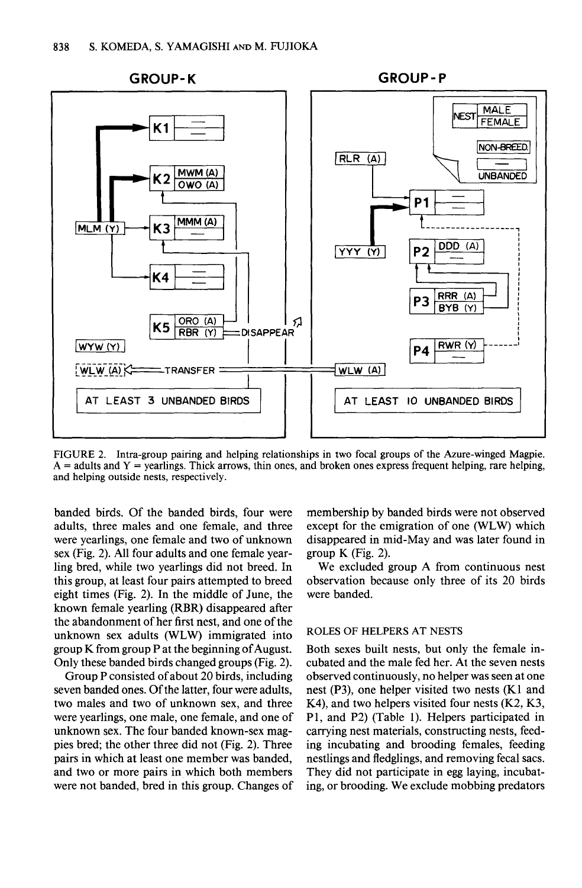GROUP-K

GROUP-P

K1

K2 MWM (A) OWO (A)

MLM (Y)

K3 MMM (A)

K4

K5 ORO (A) RBR (Y)

DISAPPEAR

WYW (Y)

WLW (A)

TRANSFER

AT LEAST 3 UNBANDED BIRDS

NEST MALE FEMALE

NON-BREED.

UNBANDED

RLR (A)

P1

YYY (Y)

P2 DDD (A)

P3 RRR (A) BYB (Y)

P4 RWR (Y)

WLW (A)

AT LEAST 10 UNBANDED BIRDS

FIGURE 2. Intra-group pairing and helping relationships in two focal groups of the Azure-winged Magpie. A = adults and Y = yearlings. Thick arrows, thin ones, and broken ones express frequent helping, rare helping, and helping outside nests, respectively.

banded birds. Of the banded birds, four were adults, three males and one female, and three were yearlings, one female and two of unknown sex (Fig. 2). All four adults and one female yearling bred, while two yearlings did not breed. In this group, at least four pairs attempted to breed eight times (Fig. 2). In the middle of June, the known female yearling (RBR) disappeared after the abandonment of her first nest, and one of the unknown sex adults (WLW) immigrated into group K from group P at the beginning of August. Only these banded birds changed groups (Fig. 2).

Group P consisted of about 20 birds, including seven banded ones. Of the latter, four were adults, two males and two of unknown sex, and three were yearlings, one male, one female, and one of unknown sex. The four banded known-sex magpies bred; the other three did not (Fig. 2). Three pairs in which at least one member was banded, and two or more pairs in which both members were not banded, bred in this group. Changes of membership by banded birds were not observed except for the emigration of one (WLW) which disappeared in mid-May and was later found in group K (Fig. 2).

We excluded group A from continuous nest observation because only three of its 20 birds were banded.

## ROLES OF HELPERS AT NESTS

Both sexes built nests, but only the female incubated and the male fed her. At the seven nests observed continuously, no helper was seen at one nest (P3), one helper visited two nests (K1 and K4), and two helpers visited four nests (K2, K3, P1, and P2) (Table 1). Helpers participated in carrying nest materials, constructing nests, feeding incubating and brooding females, feeding nestlings and fledglings, and removing fecal sacs. They did not participate in egg laying, incubating, or brooding. We exclude mobbing predators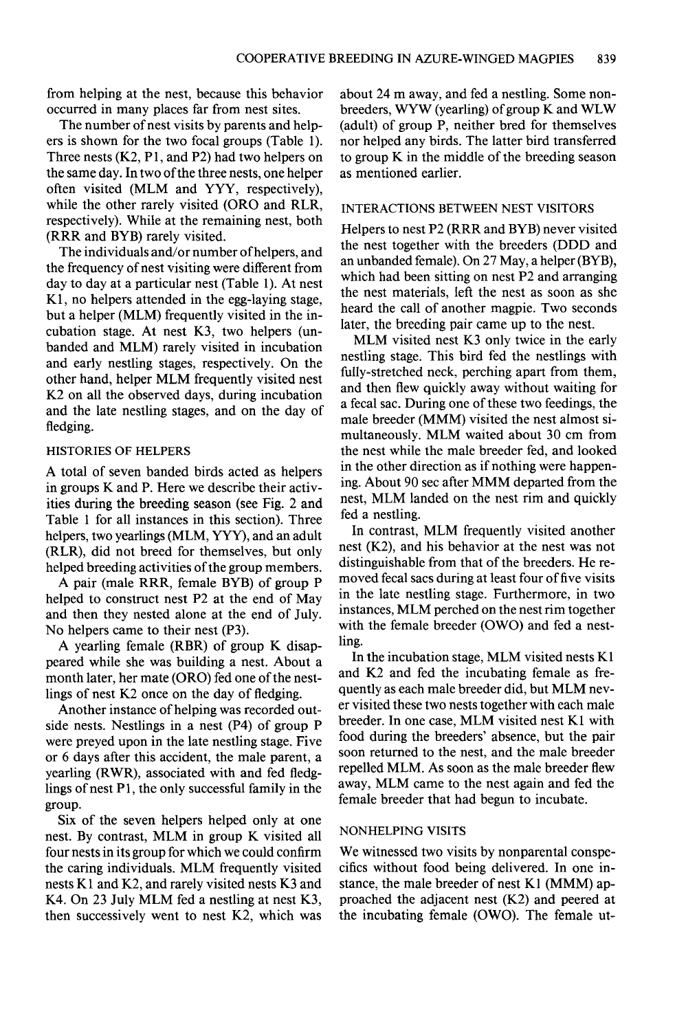from helping at the nest, because this behavior occurred in many places far from nest sites.

The number of nest visits by parents and helpers is shown for the two focal groups (Table 1). Three nests (K2, P1, and P2) had two helpers on the same day. In two of the three nests, one helper often visited (MLM and YYY, respectively), while the other rarely visited (ORO and RLR, respectively). While at the remaining nest, both (RRR and BYB) rarely visited.

The individuals and/or number of helpers, and the frequency of nest visiting were different from day to day at a particular nest (Table 1). At nest K1, no helpers attended in the egg-laying stage, but a helper (MLM) frequently visited in the incubation stage. At nest K3, two helpers (unbanded and MLM) rarely visited in incubation and early nestling stages, respectively. On the other hand, helper MLM frequently visited nest K2 on all the observed days, during incubation and the late nestling stages, and on the day of fledging.

### HISTORIES OF HELPERS

A total of seven banded birds acted as helpers in groups K and P. Here we describe their activities during the breeding season (see Fig. 2 and Table 1 for all instances in this section). Three helpers, two yearlings (MLM, YYY), and an adult (RLR), did not breed for themselves, but only helped breeding activities of the group members.

A pair (male RRR, female BYB) of group P helped to construct nest P2 at the end of May and then they nested alone at the end of July. No helpers came to their nest (P3).

A yearling female (RBR) of group K disappeared while she was building a nest. About a month later, her mate (ORO) fed one of the nestlings of nest K2 once on the day of fledging.

Another instance of helping was recorded outside nests. Nestlings in a nest (P4) of group P were preyed upon in the late nestling stage. Five or 6 days after this accident, the male parent, a yearling (RWR), associated with and fed fledglings of nest P1, the only successful family in the group.

Six of the seven helpers helped only at one nest. By contrast, MLM in group K visited all four nests in its group for which we could confirm the caring individuals. MLM frequently visited nests K1 and K2, and rarely visited nests K3 and K4. On 23 July MLM fed a nestling at nest K3, then successively went to nest K2, which was about 24 m away, and fed a nestling. Some nonbreeders, WYW (yearling) of group K and WLW (adult) of group P, neither bred for themselves nor helped any birds. The latter bird transferred to group K in the middle of the breeding season as mentioned earlier.

### INTERACTIONS BETWEEN NEST VISITORS

Helpers to nest P2 (RRR and BYB) never visited the nest together with the breeders (DDD and an unbanded female). On 27 May, a helper (BYB), which had been sitting on nest P2 and arranging the nest materials, left the nest as soon as she heard the call of another magpie. Two seconds later, the breeding pair came up to the nest.

MLM visited nest K3 only twice in the early nestling stage. This bird fed the nestlings with fully-stretched neck, perching apart from them, and then flew quickly away without waiting for a fecal sac. During one of these two feedings, the male breeder (MMM) visited the nest almost simultaneously. MLM waited about 30 cm from the nest while the male breeder fed, and looked in the other direction as if nothing were happening. About 90 sec after MMM departed from the nest, MLM landed on the nest rim and quickly fed a nestling.

In contrast, MLM frequently visited another nest (K2), and his behavior at the nest was not distinguishable from that of the breeders. He removed fecal sacs during at least four of five visits in the late nestling stage. Furthermore, in two instances, MLM perched on the nest rim together with the female breeder (OWO) and fed a nestling.

In the incubation stage, MLM visited nests K1 and K2 and fed the incubating female as frequently as each male breeder did, but MLM never visited these two nests together with each male breeder. In one case, MLM visited nest K1 with food during the breeders' absence, but the pair soon returned to the nest, and the male breeder repelled MLM. As soon as the male breeder flew away, MLM came to the nest again and fed the female breeder that had begun to incubate.

### NONHELPING VISITS

We witnessed two visits by nonparental conspecifics without food being delivered. In one instance, the male breeder of nest K1 (MMM) approached the adjacent nest (K2) and peered at the incubating female (OWO). The female ut-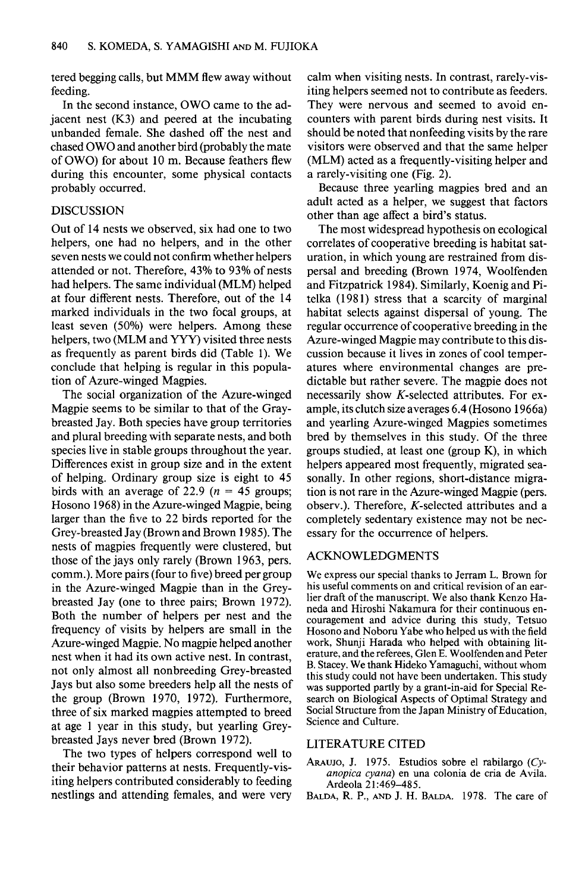tered begging calls, but MMM flew away without feeding.

In the second instance, OWO came to the adjacent nest (K3) and peered at the incubating unbanded female. She dashed off the nest and chased OWO and another bird (probably the mate of OWO) for about 10 m. Because feathers flew during this encounter, some physical contacts probably occurred.

## DISCUSSION

Out of 14 nests we observed, six had one to two helpers, one had no helpers, and in the other seven nests we could not confirm whether helpers attended or not. Therefore, 43% to 93% of nests had helpers. The same individual (MLM) helped at four different nests. Therefore, out of the 14 marked individuals in the two focal groups, at least seven (50%) were helpers. Among these helpers, two (MLM and YYY) visited three nests as frequently as parent birds did (Table 1). We conclude that helping is regular in this population of Azure-winged Magpies.

The social organization of the Azure-winged Magpie seems to be similar to that of the Gray-breasted Jay. Both species have group territories and plural breeding with separate nests, and both species live in stable groups throughout the year. Differences exist in group size and in the extent of helping. Ordinary group size is eight to 45 birds with an average of 22.9 ($n$ = 45 groups; Hosono 1968) in the Azure-winged Magpie, being larger than the five to 22 birds reported for the Grey-breasted Jay (Brown and Brown 1985). The nests of magpies frequently were clustered, but those of the jays only rarely (Brown 1963, pers. comm.). More pairs (four to five) breed per group in the Azure-winged Magpie than in the Grey-breasted Jay (one to three pairs; Brown 1972). Both the number of helpers per nest and the frequency of visits by helpers are small in the Azure-winged Magpie. No magpie helped another nest when it had its own active nest. In contrast, not only almost all nonbreeding Grey-breasted Jays but also some breeders help all the nests of the group (Brown 1970, 1972). Furthermore, three of six marked magpies attempted to breed at age 1 year in this study, but yearling Grey-breasted Jays never bred (Brown 1972).

The two types of helpers correspond well to their behavior patterns at nests. Frequently-visiting helpers contributed considerably to feeding nestlings and attending females, and were very calm when visiting nests. In contrast, rarely-visiting helpers seemed not to contribute as feeders. They were nervous and seemed to avoid encounters with parent birds during nest visits. It should be noted that nonfeeding visits by the rare visitors were observed and that the same helper (MLM) acted as a frequently-visiting helper and a rarely-visiting one (Fig. 2).

Because three yearling magpies bred and an adult acted as a helper, we suggest that factors other than age affect a bird's status.

The most widespread hypothesis on ecological correlates of cooperative breeding is habitat saturation, in which young are restrained from dispersal and breeding (Brown 1974, Woolfenden and Fitzpatrick 1984). Similarly, Koenig and Pitelka (1981) stress that a scarcity of marginal habitat selects against dispersal of young. The regular occurrence of cooperative breeding in the Azure-winged Magpie may contribute to this discussion because it lives in zones of cool temperatures where environmental changes are predictable but rather severe. The magpie does not necessarily show *K*-selected attributes. For example, its clutch size averages 6.4 (Hosono 1966a) and yearling Azure-winged Magpies sometimes bred by themselves in this study. Of the three groups studied, at least one (group K), in which helpers appeared most frequently, migrated seasonally. In other regions, short-distance migration is not rare in the Azure-winged Magpie (pers. observ.). Therefore, *K*-selected attributes and a completely sedentary existence may not be necessary for the occurrence of helpers.

## ACKNOWLEDGMENTS

We express our special thanks to Jerram L. Brown for his useful comments on and critical revision of an earlier draft of the manuscript. We also thank Kenzo Haneda and Hiroshi Nakamura for their continuous encouragement and advice during this study, Tetsuo Hosono and Noboru Yabe who helped us with the field work, Shunji Harada who helped with obtaining literature, and the referees, Glen E. Woolfenden and Peter B. Stacey. We thank Hideko Yamaguchi, without whom this study could not have been undertaken. This study was supported partly by a grant-in-aid for Special Research on Biological Aspects of Optimal Strategy and Social Structure from the Japan Ministry of Education, Science and Culture.

## LITERATURE CITED

ARAUJO, J. 1975. Estudios sobre el rabilargo (*Cyanopica cyana*) en una colonia de cria de Avila. Ardeola 21:469–485.

BALDA, R. P., AND J. H. BALDA. 1978. The care of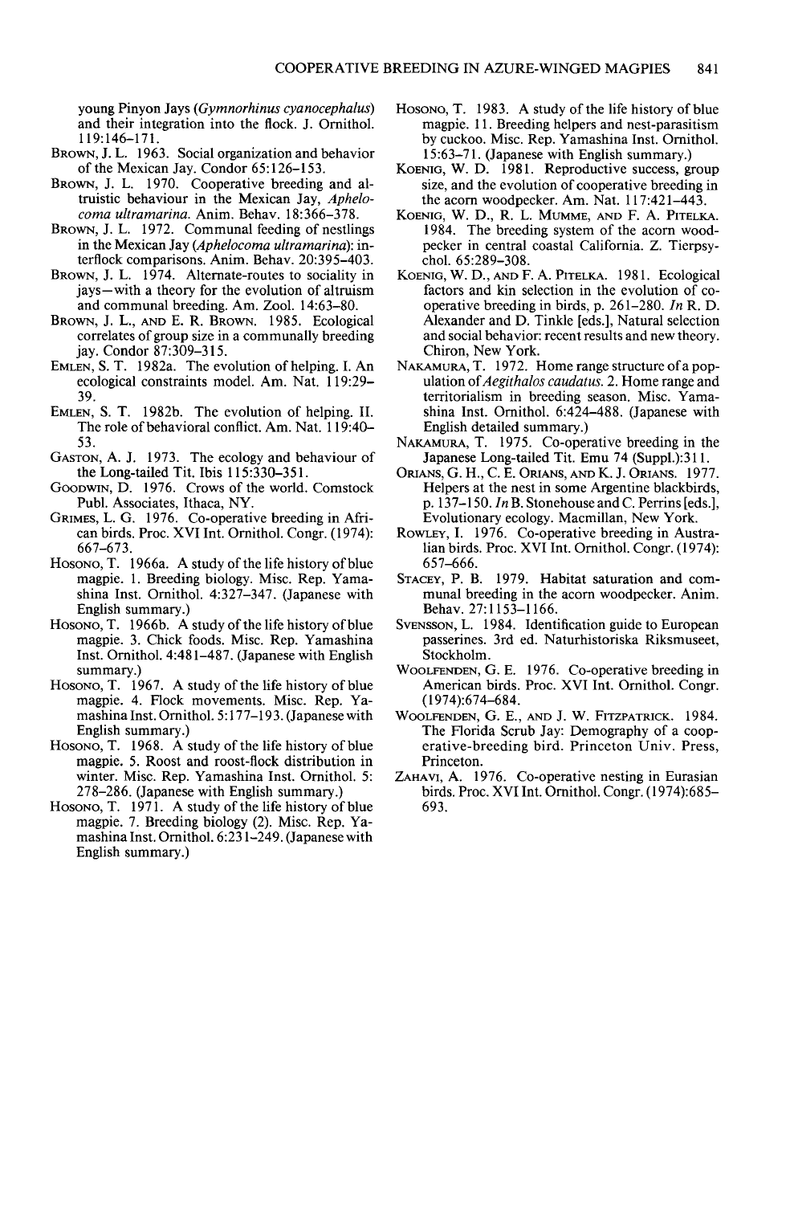young Pinyon Jays (*Gymnorhinus cyanocephalus*) and their integration into the flock. J. Ornithol. 119:146–171.

BROWN, J. L. 1963. Social organization and behavior of the Mexican Jay. Condor 65:126–153.

BROWN, J. L. 1970. Cooperative breeding and altruistic behaviour in the Mexican Jay, *Aphelocoma ultramarina*. Anim. Behav. 18:366–378.

BROWN, J. L. 1972. Communal feeding of nestlings in the Mexican Jay (*Aphelocoma ultramarina*): interflock comparisons. Anim. Behav. 20:395–403.

BROWN, J. L. 1974. Alternate-routes to sociality in jays—with a theory for the evolution of altruism and communal breeding. Am. Zool. 14:63–80.

BROWN, J. L., AND E. R. BROWN. 1985. Ecological correlates of group size in a communally breeding jay. Condor 87:309–315.

EMLEN, S. T. 1982a. The evolution of helping. I. An ecological constraints model. Am. Nat. 119:29–39.

EMLEN, S. T. 1982b. The evolution of helping. II. The role of behavioral conflict. Am. Nat. 119:40–53.

GASTON, A. J. 1973. The ecology and behaviour of the Long-tailed Tit. Ibis 115:330–351.

GOODWIN, D. 1976. Crows of the world. Comstock Publ. Associates, Ithaca, NY.

GRIMES, L. G. 1976. Co-operative breeding in African birds. Proc. XVI Int. Ornithol. Congr. (1974): 667–673.

HOSONO, T. 1966a. A study of the life history of blue magpie. 1. Breeding biology. Misc. Rep. Yamashina Inst. Ornithol. 4:327–347. (Japanese with English summary.)

HOSONO, T. 1966b. A study of the life history of blue magpie. 3. Chick foods. Misc. Rep. Yamashina Inst. Ornithol. 4:481–487. (Japanese with English summary.)

HOSONO, T. 1967. A study of the life history of blue magpie. 4. Flock movements. Misc. Rep. Yamashina Inst. Ornithol. 5:177–193. (Japanese with English summary.)

HOSONO, T. 1968. A study of the life history of blue magpie. 5. Roost and roost-flock distribution in winter. Misc. Rep. Yamashina Inst. Ornithol. 5: 278–286. (Japanese with English summary.)

HOSONO, T. 1971. A study of the life history of blue magpie. 7. Breeding biology (2). Misc. Rep. Yamashina Inst. Ornithol. 6:231–249. (Japanese with English summary.)

HOSONO, T. 1983. A study of the life history of blue magpie. 11. Breeding helpers and nest-parasitism by cuckoo. Misc. Rep. Yamashina Inst. Ornithol. 15:63–71. (Japanese with English summary.)

KOENIG, W. D. 1981. Reproductive success, group size, and the evolution of cooperative breeding in the acorn woodpecker. Am. Nat. 117:421–443.

KOENIG, W. D., R. L. MUMME, AND F. A. PITELKA. 1984. The breeding system of the acorn woodpecker in central coastal California. Z. Tierpsychol. 65:289–308.

KOENIG, W. D., AND F. A. PITELKA. 1981. Ecological factors and kin selection in the evolution of cooperative breeding in birds, p. 261–280. *In* R. D. Alexander and D. Tinkle [eds.], Natural selection and social behavior: recent results and new theory. Chiron, New York.

NAKAMURA, T. 1972. Home range structure of a population of *Aegithalos caudatus*. 2. Home range and territorialism in breeding season. Misc. Yamashina Inst. Ornithol. 6:424–488. (Japanese with English detailed summary.)

NAKAMURA, T. 1975. Co-operative breeding in the Japanese Long-tailed Tit. Emu 74 (Suppl.):311.

ORIANS, G. H., C. E. ORIANS, AND K. J. ORIANS. 1977. Helpers at the nest in some Argentine blackbirds, p. 137–150. *In* B. Stonehouse and C. Perrins [eds.], Evolutionary ecology. Macmillan, New York.

ROWLEY, I. 1976. Co-operative breeding in Australian birds. Proc. XVI Int. Ornithol. Congr. (1974): 657–666.

STACEY, P. B. 1979. Habitat saturation and communal breeding in the acorn woodpecker. Anim. Behav. 27:1153–1166.

SVENSSON, L. 1984. Identification guide to European passerines. 3rd ed. Naturhistoriska Riksmuseet, Stockholm.

WOOLFENDEN, G. E. 1976. Co-operative breeding in American birds. Proc. XVI Int. Ornithol. Congr. (1974):674–684.

WOOLFENDEN, G. E., AND J. W. FITZPATRICK. 1984. The Florida Scrub Jay: Demography of a cooperative-breeding bird. Princeton Univ. Press, Princeton.

ZAHAVI, A. 1976. Co-operative nesting in Eurasian birds. Proc. XVI Int. Ornithol. Congr. (1974):685–693.